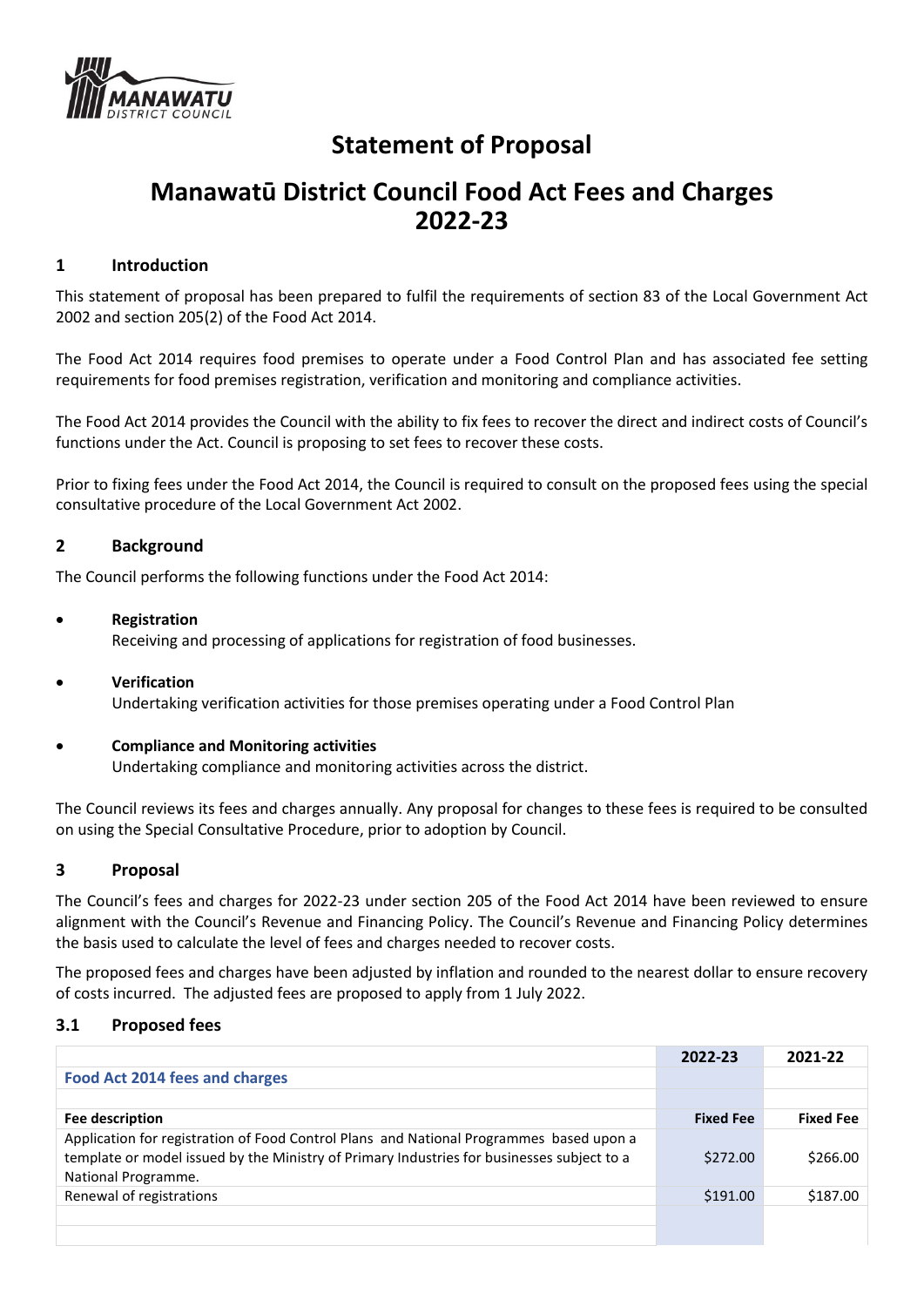# Statement of Proposal

# Manawatū District Council Food Act Fees and Charges 2022-23

## 1 Introduction

This statement of proposal has been prepared to fulfil the requirements of section 83 of the Local Government Act 2002 and section 205(2) of the Food Act 2014.

The Food Act 2014 requires food premises to operate under a Food Control Plan and has associated fee setting requirements for food premises registration, verification and monitoring and compliance activities.

The Food Act 2014 provides the Council with the ability to fix fees to recover the direct and indirect costs of Council's functions under the Act. Council is proposing to set fees to recover these costs.

Prior to fixing fees under the Food Act 2014, the Council is required to consult on the proposed fees using the special consultative procedure of the Local Government Act 2002.

## 2 Background

The Council performs the following functions under the Food Act 2014:

- **Registration**
  Receiving and processing of applications for registration of food businesses.
- **Verification**
  Undertaking verification activities for those premises operating under a Food Control Plan
- **Compliance and Monitoring activities**
  Undertaking compliance and monitoring activities across the district.

The Council reviews its fees and charges annually. Any proposal for changes to these fees is required to be consulted on using the Special Consultative Procedure, prior to adoption by Council.

## 3 Proposal

The Council's fees and charges for 2022-23 under section 205 of the Food Act 2014 have been reviewed to ensure alignment with the Council's Revenue and Financing Policy. The Council's Revenue and Financing Policy determines the basis used to calculate the level of fees and charges needed to recover costs.

The proposed fees and charges have been adjusted by inflation and rounded to the nearest dollar to ensure recovery of costs incurred. The adjusted fees are proposed to apply from 1 July 2022.

### 3.1 Proposed fees

| | 2022-23 | 2021-22 |
|---|---|---|
| **Food Act 2014 fees and charges** | | |
| | | |
| **Fee description** | **Fixed Fee** | **Fixed Fee** |
| Application for registration of Food Control Plans and National Programmes based upon a template or model issued by the Ministry of Primary Industries for businesses subject to a National Programme. | $272.00 | $266.00 |
| Renewal of registrations | $191.00 | $187.00 |
| | | |
| | | |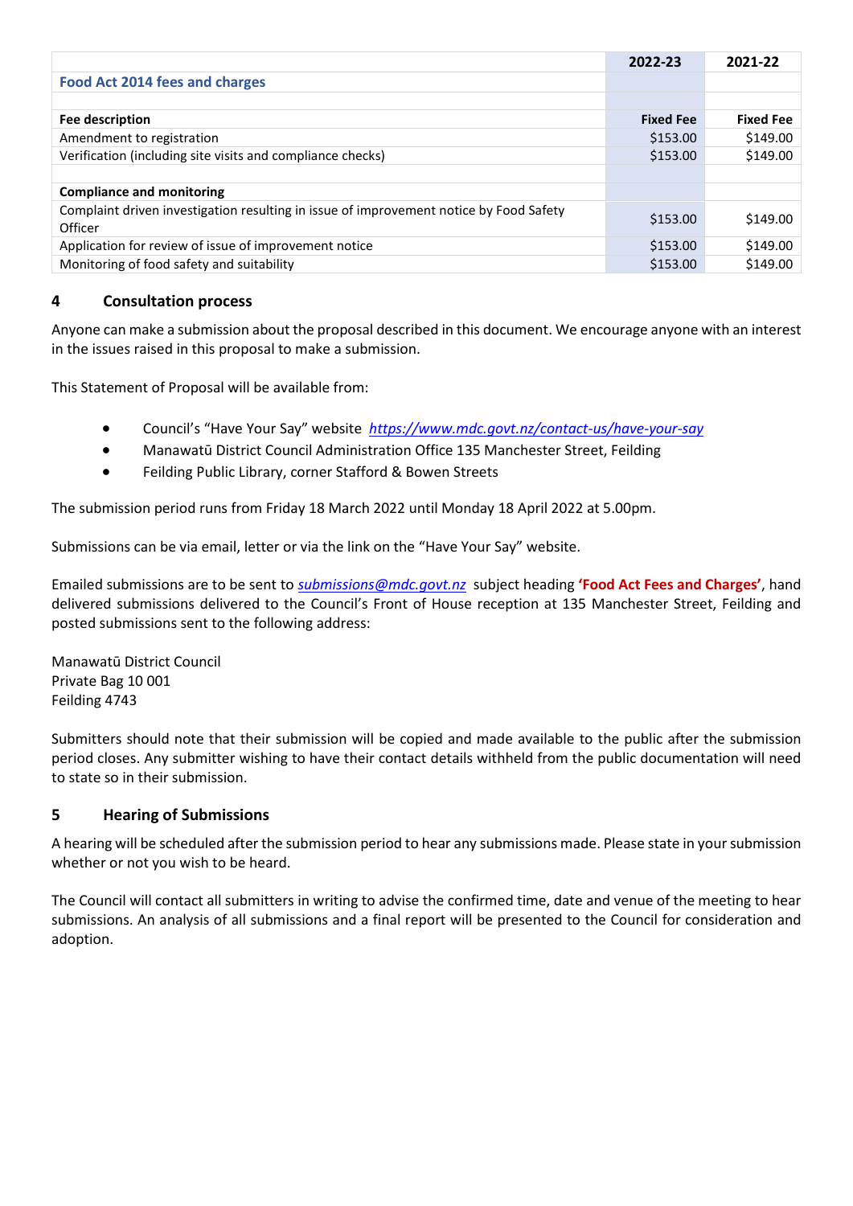| | 2022-23 | 2021-22 |
|---|---|---|
| **Food Act 2014 fees and charges** | | |
| | | |
| **Fee description** | **Fixed Fee** | **Fixed Fee** |
| Amendment to registration | $153.00 | $149.00 |
| Verification (including site visits and compliance checks) | $153.00 | $149.00 |
| | | |
| **Compliance and monitoring** | | |
| Complaint driven investigation resulting in issue of improvement notice by Food Safety Officer | $153.00 | $149.00 |
| Application for review of issue of improvement notice | $153.00 | $149.00 |
| Monitoring of food safety and suitability | $153.00 | $149.00 |

## 4 Consultation process

Anyone can make a submission about the proposal described in this document. We encourage anyone with an interest in the issues raised in this proposal to make a submission.

This Statement of Proposal will be available from:

- Council's "Have Your Say" website *https://www.mdc.govt.nz/contact-us/have-your-say*
- Manawatū District Council Administration Office 135 Manchester Street, Feilding
- Feilding Public Library, corner Stafford & Bowen Streets

The submission period runs from Friday 18 March 2022 until Monday 18 April 2022 at 5.00pm.

Submissions can be via email, letter or via the link on the "Have Your Say" website.

Emailed submissions are to be sent to *submissions@mdc.govt.nz* subject heading **'Food Act Fees and Charges'**, hand delivered submissions delivered to the Council's Front of House reception at 135 Manchester Street, Feilding and posted submissions sent to the following address:

Manawatū District Council
Private Bag 10 001
Feilding 4743

Submitters should note that their submission will be copied and made available to the public after the submission period closes. Any submitter wishing to have their contact details withheld from the public documentation will need to state so in their submission.

## 5 Hearing of Submissions

A hearing will be scheduled after the submission period to hear any submissions made. Please state in your submission whether or not you wish to be heard.

The Council will contact all submitters in writing to advise the confirmed time, date and venue of the meeting to hear submissions. An analysis of all submissions and a final report will be presented to the Council for consideration and adoption.